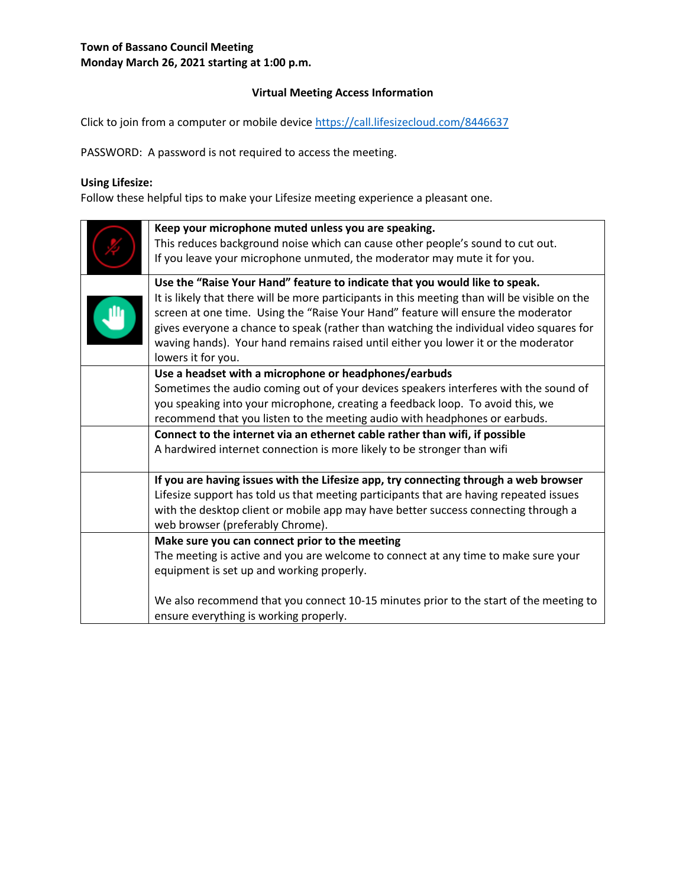**Town of Bassano Council Meeting**
**Monday March 26, 2021 starting at 1:00 p.m.**

## Virtual Meeting Access Information

Click to join from a computer or mobile device https://call.lifesizecloud.com/8446637

PASSWORD: A password is not required to access the meeting.

**Using Lifesize:**
Follow these helpful tips to make your Lifesize meeting experience a pleasant one.

| | |
|---|---|
| | **Keep your microphone muted unless you are speaking.** This reduces background noise which can cause other people's sound to cut out. If you leave your microphone unmuted, the moderator may mute it for you. |
| | **Use the "Raise Your Hand" feature to indicate that you would like to speak.** It is likely that there will be more participants in this meeting than will be visible on the screen at one time. Using the "Raise Your Hand" feature will ensure the moderator gives everyone a chance to speak (rather than watching the individual video squares for waving hands). Your hand remains raised until either you lower it or the moderator lowers it for you. |
| | **Use a headset with a microphone or headphones/earbuds** Sometimes the audio coming out of your devices speakers interferes with the sound of you speaking into your microphone, creating a feedback loop. To avoid this, we recommend that you listen to the meeting audio with headphones or earbuds. |
| | **Connect to the internet via an ethernet cable rather than wifi, if possible** A hardwired internet connection is more likely to be stronger than wifi |
| | **If you are having issues with the Lifesize app, try connecting through a web browser** Lifesize support has told us that meeting participants that are having repeated issues with the desktop client or mobile app may have better success connecting through a web browser (preferably Chrome). |
| | **Make sure you can connect prior to the meeting** The meeting is active and you are welcome to connect at any time to make sure your equipment is set up and working properly.<br><br>We also recommend that you connect 10-15 minutes prior to the start of the meeting to ensure everything is working properly. |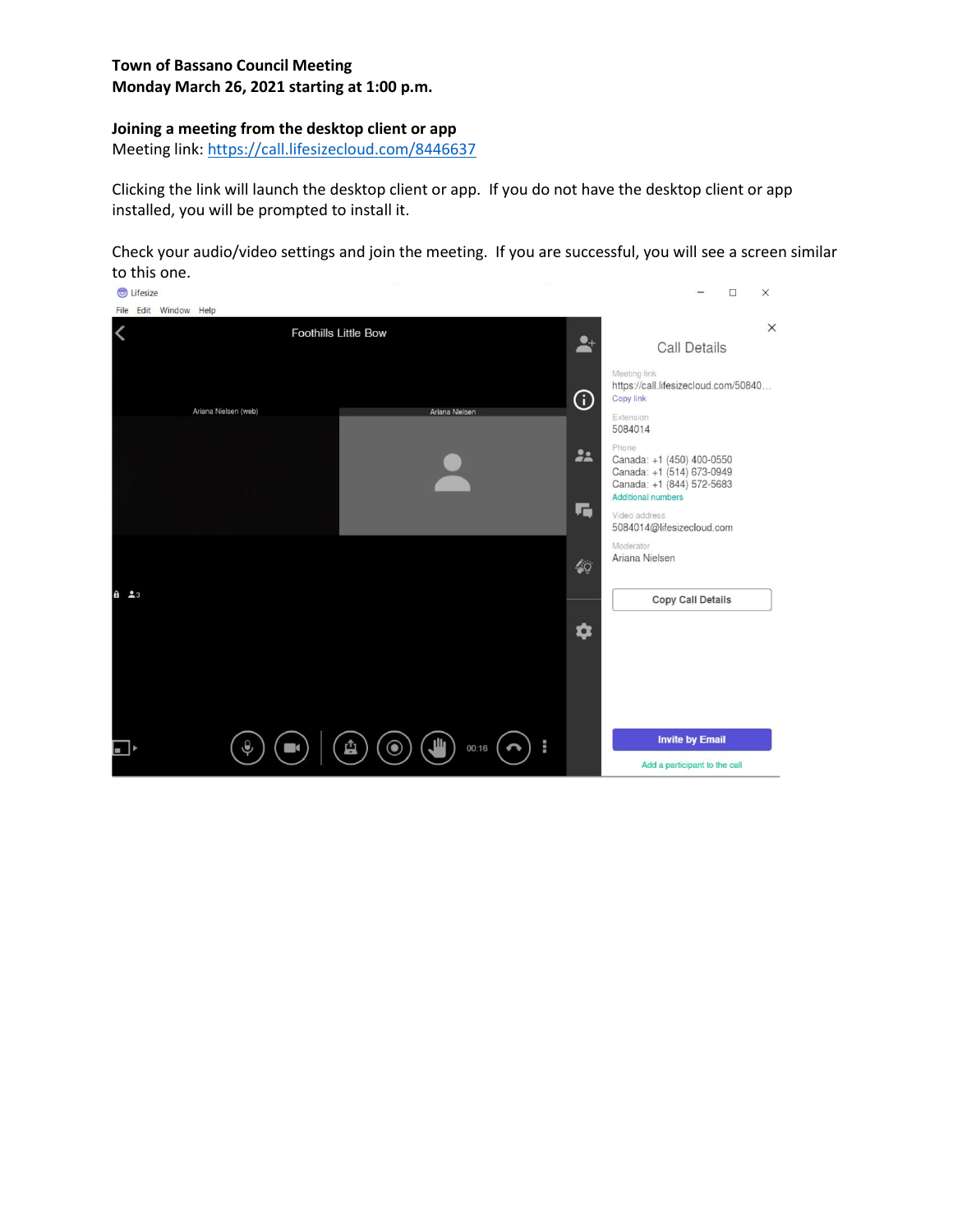**Town of Bassano Council Meeting**
**Monday March 26, 2021 starting at 1:00 p.m.**

**Joining a meeting from the desktop client or app**
Meeting link: https://call.lifesizecloud.com/8446637

Clicking the link will launch the desktop client or app. If you do not have the desktop client or app installed, you will be prompted to install it.

Check your audio/video settings and join the meeting. If you are successful, you will see a screen similar to this one.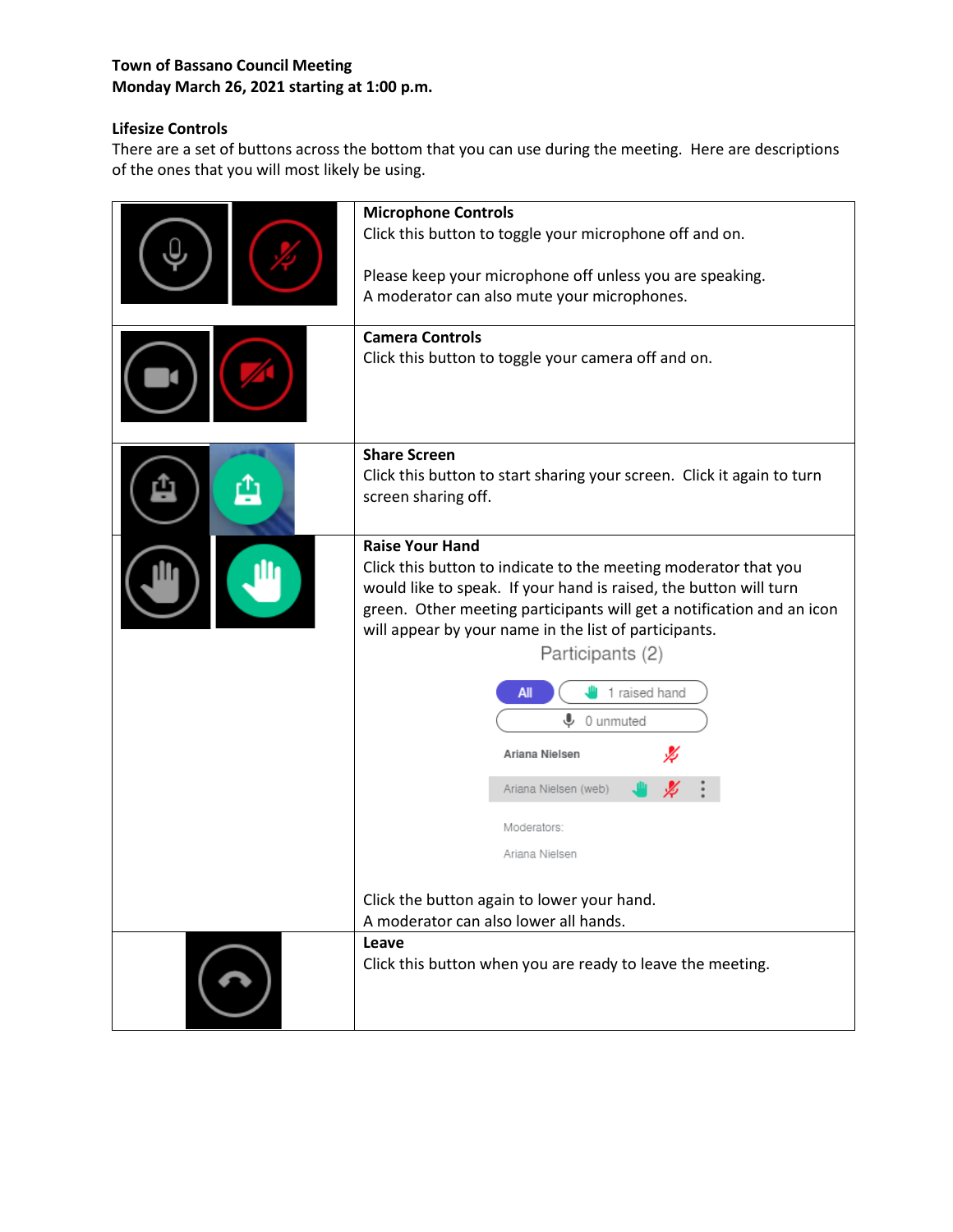**Town of Bassano Council Meeting**
**Monday March 26, 2021 starting at 1:00 p.m.**

**Lifesize Controls**

There are a set of buttons across the bottom that you can use during the meeting. Here are descriptions of the ones that you will most likely be using.

| | |
|---|---|
| | **Microphone Controls**<br>Click this button to toggle your microphone off and on.<br><br>Please keep your microphone off unless you are speaking.<br>A moderator can also mute your microphones. |
| | **Camera Controls**<br>Click this button to toggle your camera off and on. |
| | **Share Screen**<br>Click this button to start sharing your screen. Click it again to turn screen sharing off. |
| | **Raise Your Hand**<br>Click this button to indicate to the meeting moderator that you would like to speak. If your hand is raised, the button will turn green. Other meeting participants will get a notification and an icon will appear by your name in the list of participants.<br><br>Participants (2)<br>All · 1 raised hand<br>0 unmuted<br>Ariana Nielsen<br>Ariana Nielsen (web)<br>Moderators:<br>Ariana Nielsen<br><br>Click the button again to lower your hand.<br>A moderator can also lower all hands. |
| | **Leave**<br>Click this button when you are ready to leave the meeting. |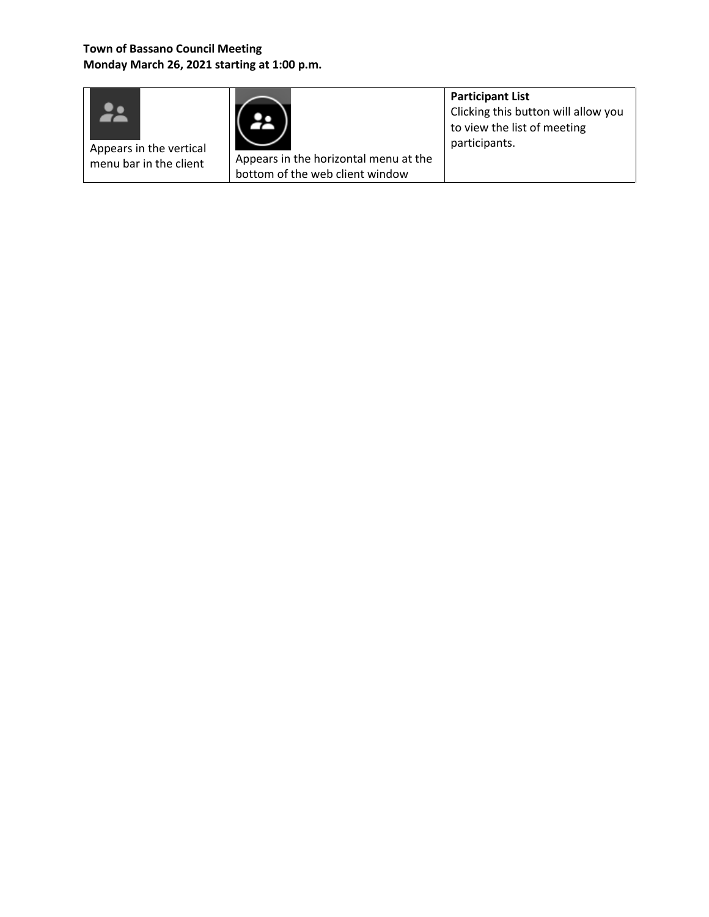**Town of Bassano Council Meeting**
**Monday March 26, 2021 starting at 1:00 p.m.**

| | | |
|---|---|---|
| Appears in the vertical menu bar in the client | Appears in the horizontal menu at the bottom of the web client window | **Participant List**<br>Clicking this button will allow you to view the list of meeting participants. |